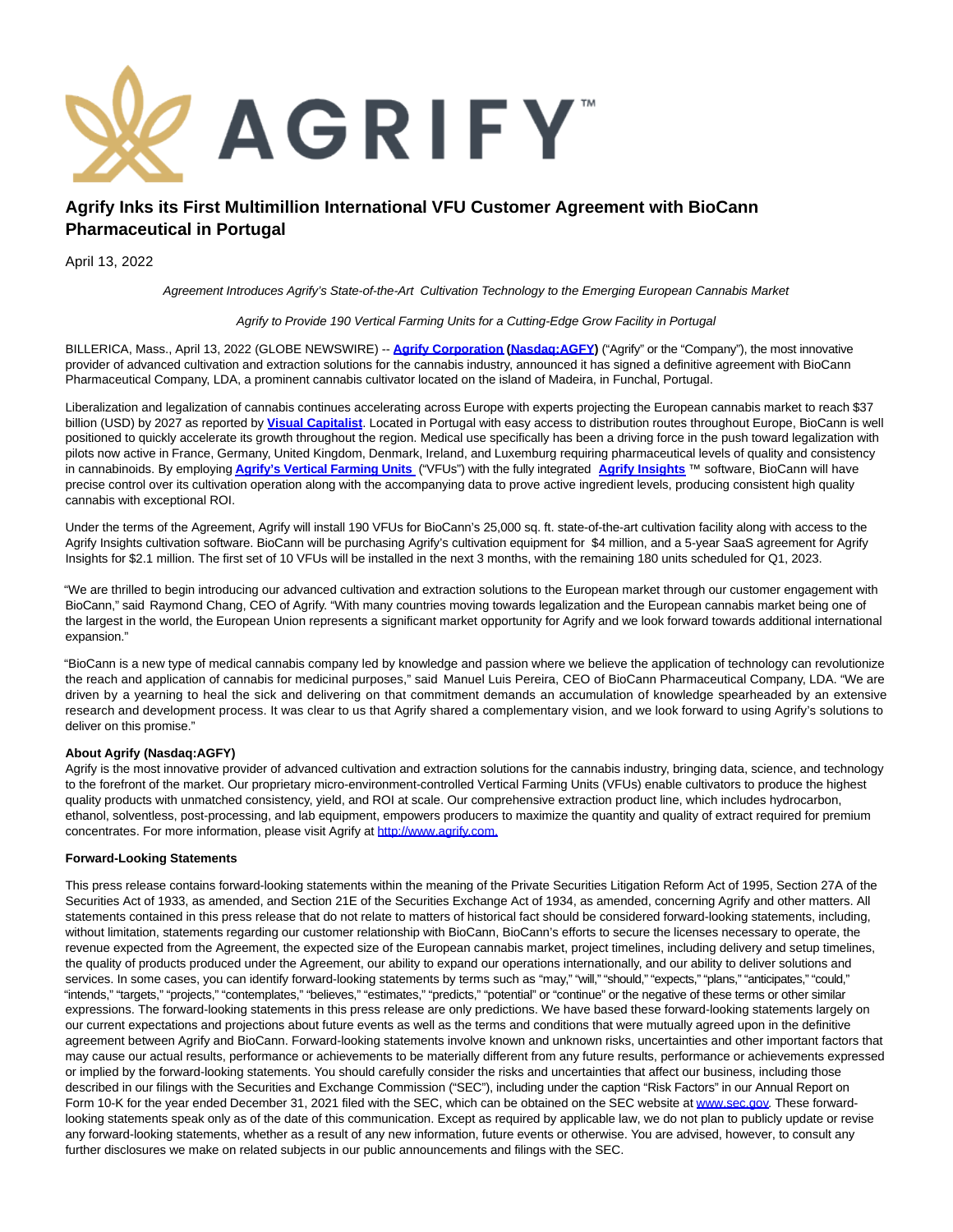# Agrify Inks its First Multimillion International VFU Customer Agreement with BioCann Pharmaceutical in Portugal

April 13, 2022

*Agreement Introduces Agrify's State-of-the-Art Cultivation Technology to the Emerging European Cannabis Market*

*Agrify to Provide 190 Vertical Farming Units for a Cutting-Edge Grow Facility in Portugal*

BILLERICA, Mass., April 13, 2022 (GLOBE NEWSWIRE) -- **Agrify Corporation (Nasdaq:AGFY)** ("Agrify" or the "Company"), the most innovative provider of advanced cultivation and extraction solutions for the cannabis industry, announced it has signed a definitive agreement with BioCann Pharmaceutical Company, LDA, a prominent cannabis cultivator located on the island of Madeira, in Funchal, Portugal.

Liberalization and legalization of cannabis continues accelerating across Europe with experts projecting the European cannabis market to reach $37 billion (USD) by 2027 as reported by **Visual Capitalist**. Located in Portugal with easy access to distribution routes throughout Europe, BioCann is well positioned to quickly accelerate its growth throughout the region. Medical use specifically has been a driving force in the push toward legalization with pilots now active in France, Germany, United Kingdom, Denmark, Ireland, and Luxemburg requiring pharmaceutical levels of quality and consistency in cannabinoids. By employing **Agrify's Vertical Farming Units** ("VFUs") with the fully integrated **Agrify Insights** ™ software, BioCann will have precise control over its cultivation operation along with the accompanying data to prove active ingredient levels, producing consistent high quality cannabis with exceptional ROI.

Under the terms of the Agreement, Agrify will install 190 VFUs for BioCann's 25,000 sq. ft. state-of-the-art cultivation facility along with access to the Agrify Insights cultivation software. BioCann will be purchasing Agrify's cultivation equipment for $4 million, and a 5-year SaaS agreement for Agrify Insights for $2.1 million. The first set of 10 VFUs will be installed in the next 3 months, with the remaining 180 units scheduled for Q1, 2023.

"We are thrilled to begin introducing our advanced cultivation and extraction solutions to the European market through our customer engagement with BioCann," said Raymond Chang, CEO of Agrify. "With many countries moving towards legalization and the European cannabis market being one of the largest in the world, the European Union represents a significant market opportunity for Agrify and we look forward towards additional international expansion."

"BioCann is a new type of medical cannabis company led by knowledge and passion where we believe the application of technology can revolutionize the reach and application of cannabis for medicinal purposes," said Manuel Luis Pereira, CEO of BioCann Pharmaceutical Company, LDA. "We are driven by a yearning to heal the sick and delivering on that commitment demands an accumulation of knowledge spearheaded by an extensive research and development process. It was clear to us that Agrify shared a complementary vision, and we look forward to using Agrify's solutions to deliver on this promise."

**About Agrify (Nasdaq:AGFY)**

Agrify is the most innovative provider of advanced cultivation and extraction solutions for the cannabis industry, bringing data, science, and technology to the forefront of the market. Our proprietary micro-environment-controlled Vertical Farming Units (VFUs) enable cultivators to produce the highest quality products with unmatched consistency, yield, and ROI at scale. Our comprehensive extraction product line, which includes hydrocarbon, ethanol, solventless, post-processing, and lab equipment, empowers producers to maximize the quantity and quality of extract required for premium concentrates. For more information, please visit Agrify at http://www.agrify.com.

**Forward-Looking Statements**

This press release contains forward-looking statements within the meaning of the Private Securities Litigation Reform Act of 1995, Section 27A of the Securities Act of 1933, as amended, and Section 21E of the Securities Exchange Act of 1934, as amended, concerning Agrify and other matters. All statements contained in this press release that do not relate to matters of historical fact should be considered forward-looking statements, including, without limitation, statements regarding our customer relationship with BioCann, BioCann's efforts to secure the licenses necessary to operate, the revenue expected from the Agreement, the expected size of the European cannabis market, project timelines, including delivery and setup timelines, the quality of products produced under the Agreement, our ability to expand our operations internationally, and our ability to deliver solutions and services. In some cases, you can identify forward-looking statements by terms such as "may," "will," "should," "expects," "plans," "anticipates," "could," "intends," "targets," "projects," "contemplates," "believes," "estimates," "predicts," "potential" or "continue" or the negative of these terms or other similar expressions. The forward-looking statements in this press release are only predictions. We have based these forward-looking statements largely on our current expectations and projections about future events as well as the terms and conditions that were mutually agreed upon in the definitive agreement between Agrify and BioCann. Forward-looking statements involve known and unknown risks, uncertainties and other important factors that may cause our actual results, performance or achievements to be materially different from any future results, performance or achievements expressed or implied by the forward-looking statements. You should carefully consider the risks and uncertainties that affect our business, including those described in our filings with the Securities and Exchange Commission ("SEC"), including under the caption "Risk Factors" in our Annual Report on Form 10-K for the year ended December 31, 2021 filed with the SEC, which can be obtained on the SEC website at www.sec.gov. These forward-looking statements speak only as of the date of this communication. Except as required by applicable law, we do not plan to publicly update or revise any forward-looking statements, whether as a result of any new information, future events or otherwise. You are advised, however, to consult any further disclosures we make on related subjects in our public announcements and filings with the SEC.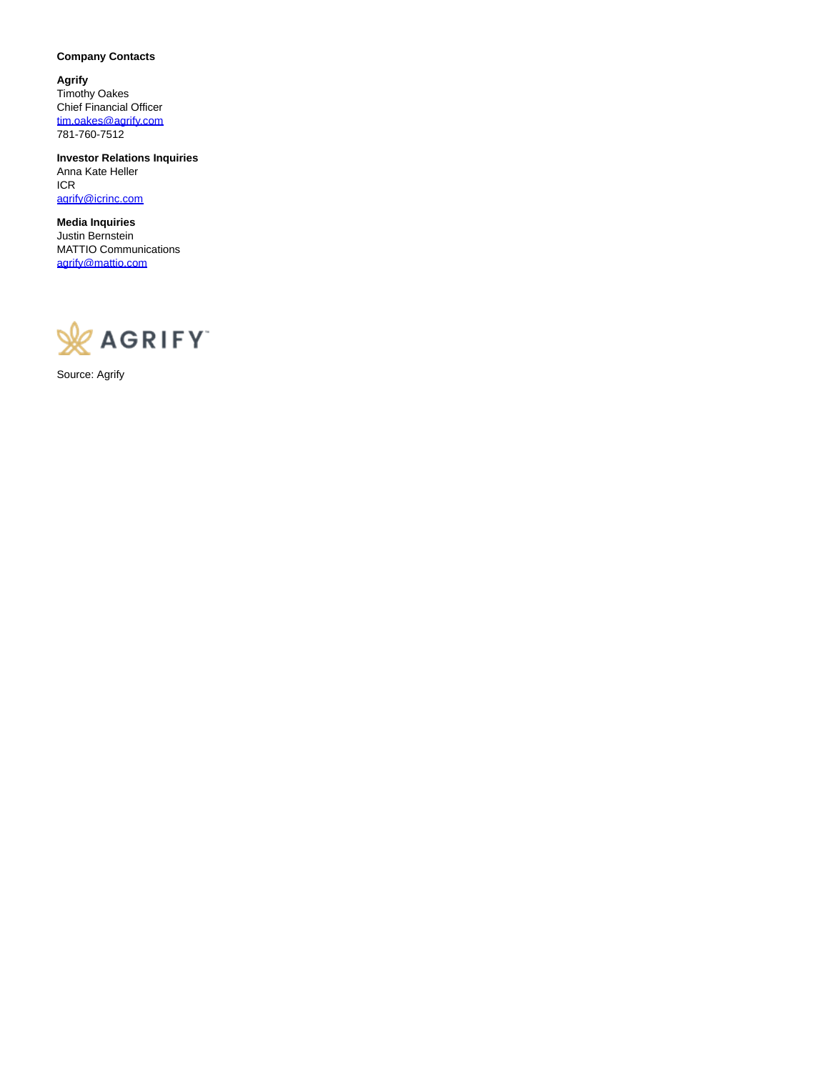**Company Contacts**

**Agrify**
Timothy Oakes
Chief Financial Officer
tim.oakes@agrify.com
781-760-7512

**Investor Relations Inquiries**
Anna Kate Heller
ICR
agrify@icrinc.com

**Media Inquiries**
Justin Bernstein
MATTIO Communications
agrify@mattio.com

AGRIFY™

Source: Agrify